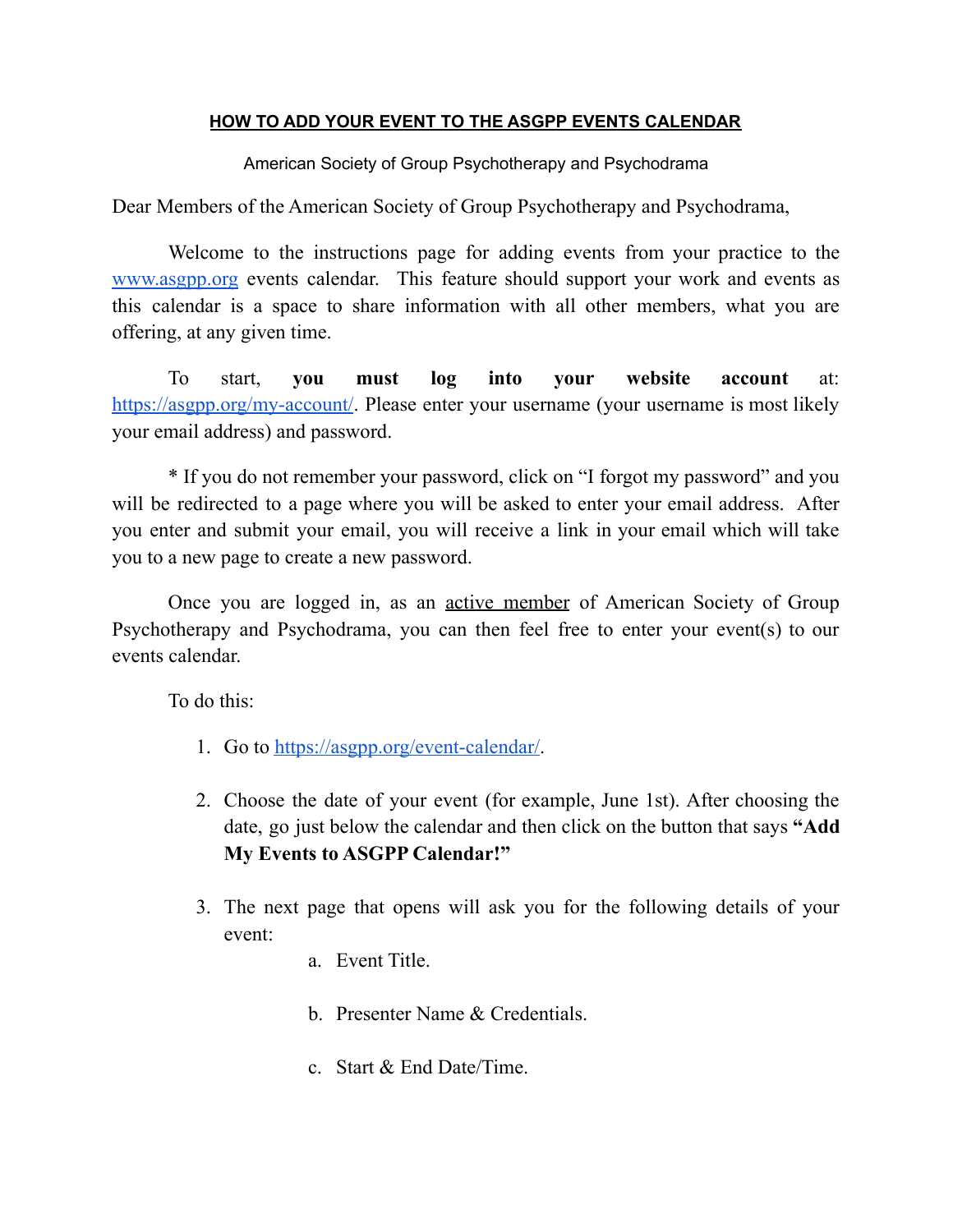# HOW TO ADD YOUR EVENT TO THE ASGPP EVENTS CALENDAR

American Society of Group Psychotherapy and Psychodrama

Dear Members of the American Society of Group Psychotherapy and Psychodrama,

Welcome to the instructions page for adding events from your practice to the [www.asgpp.org](http://www.asgpp.org) events calendar. This feature should support your work and events as this calendar is a space to share information with all other members, what you are offering, at any given time.

To start, **you must log into your website account** at: [https://asgpp.org/my-account/](https://asgpp.org/my-account/). Please enter your username (your username is most likely your email address) and password.

* If you do not remember your password, click on "I forgot my password" and you will be redirected to a page where you will be asked to enter your email address. After you enter and submit your email, you will receive a link in your email which will take you to a new page to create a new password.

Once you are logged in, as an <u>active member</u> of American Society of Group Psychotherapy and Psychodrama, you can then feel free to enter your event(s) to our events calendar.

To do this:

1. Go to [https://asgpp.org/event-calendar/](https://asgpp.org/event-calendar/).

2. Choose the date of your event (for example, June 1st). After choosing the date, go just below the calendar and then click on the button that says **"Add My Events to ASGPP Calendar!"**

3. The next page that opens will ask you for the following details of your event:

    a. Event Title.

    b. Presenter Name & Credentials.

    c. Start & End Date/Time.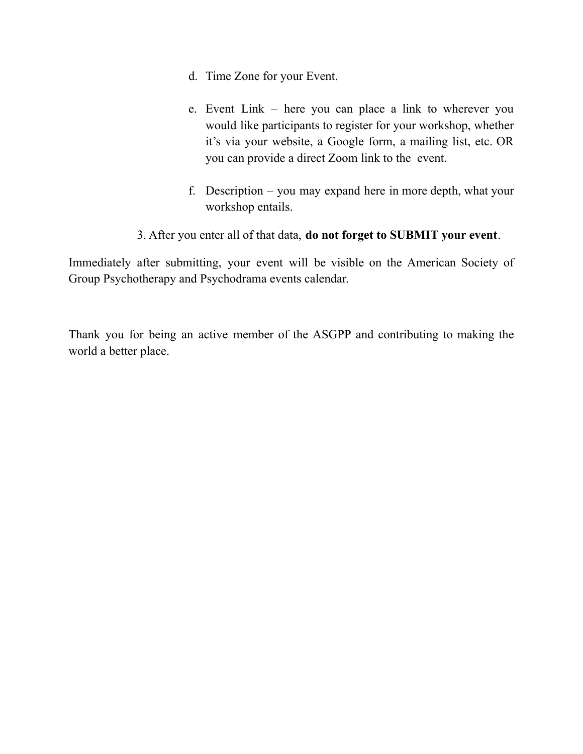d. Time Zone for your Event.

   e. Event Link – here you can place a link to wherever you would like participants to register for your workshop, whether it's via your website, a Google form, a mailing list, etc. OR you can provide a direct Zoom link to the event.

   f. Description – you may expand here in more depth, what your workshop entails.

3. After you enter all of that data, **do not forget to SUBMIT your event**.

Immediately after submitting, your event will be visible on the American Society of Group Psychotherapy and Psychodrama events calendar.

Thank you for being an active member of the ASGPP and contributing to making the world a better place.